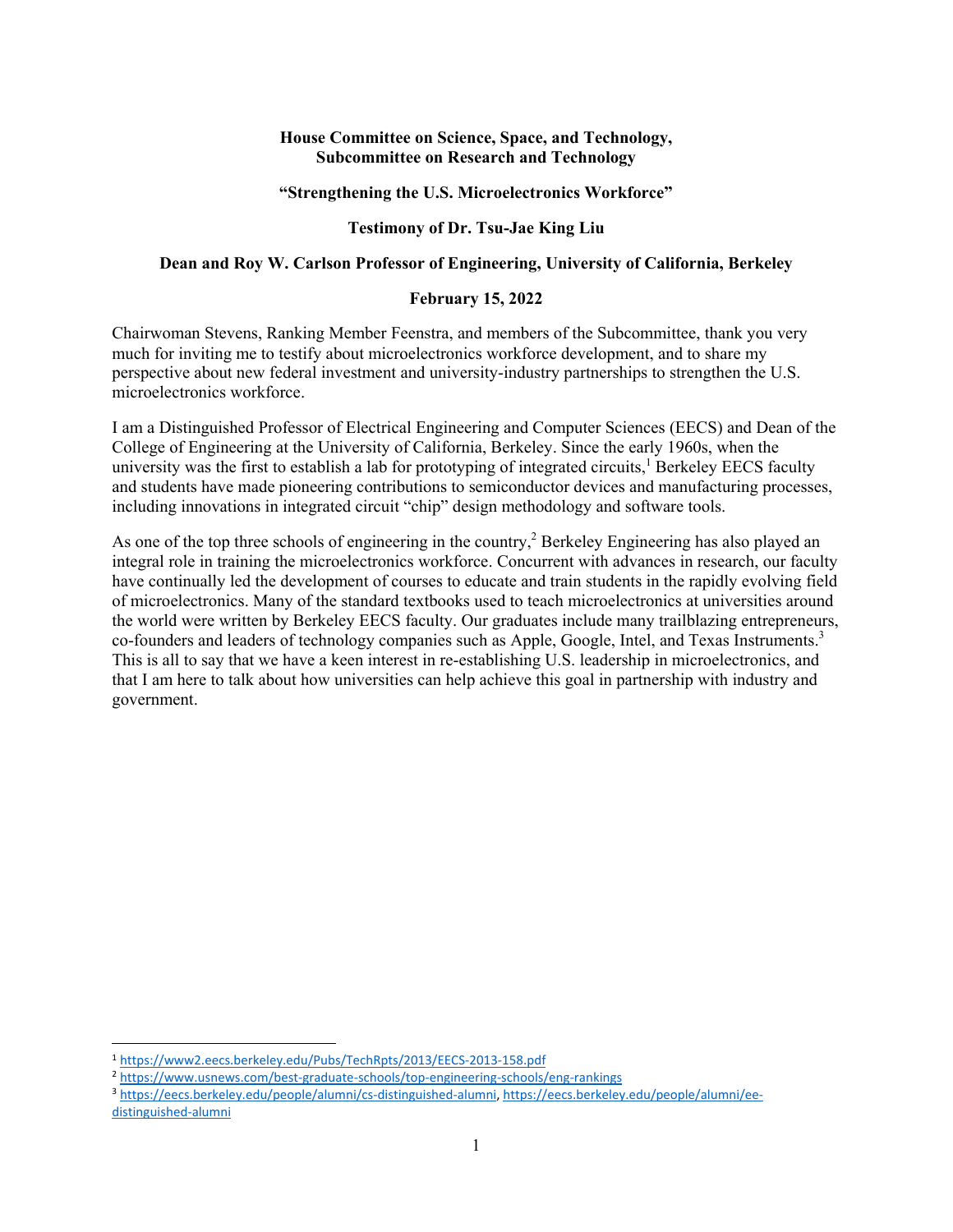**House Committee on Science, Space, and Technology,**
**Subcommittee on Research and Technology**

**"Strengthening the U.S. Microelectronics Workforce"**

**Testimony of Dr. Tsu-Jae King Liu**

**Dean and Roy W. Carlson Professor of Engineering, University of California, Berkeley**

**February 15, 2022**

Chairwoman Stevens, Ranking Member Feenstra, and members of the Subcommittee, thank you very much for inviting me to testify about microelectronics workforce development, and to share my perspective about new federal investment and university-industry partnerships to strengthen the U.S. microelectronics workforce.

I am a Distinguished Professor of Electrical Engineering and Computer Sciences (EECS) and Dean of the College of Engineering at the University of California, Berkeley. Since the early 1960s, when the university was the first to establish a lab for prototyping of integrated circuits,[1] Berkeley EECS faculty and students have made pioneering contributions to semiconductor devices and manufacturing processes, including innovations in integrated circuit "chip" design methodology and software tools.

As one of the top three schools of engineering in the country,[2] Berkeley Engineering has also played an integral role in training the microelectronics workforce. Concurrent with advances in research, our faculty have continually led the development of courses to educate and train students in the rapidly evolving field of microelectronics. Many of the standard textbooks used to teach microelectronics at universities around the world were written by Berkeley EECS faculty. Our graduates include many trailblazing entrepreneurs, co-founders and leaders of technology companies such as Apple, Google, Intel, and Texas Instruments.[3] This is all to say that we have a keen interest in re-establishing U.S. leadership in microelectronics, and that I am here to talk about how universities can help achieve this goal in partnership with industry and government.

---

[1] https://www2.eecs.berkeley.edu/Pubs/TechRpts/2013/EECS-2013-158.pdf

[2] https://www.usnews.com/best-graduate-schools/top-engineering-schools/eng-rankings

[3] https://eecs.berkeley.edu/people/alumni/cs-distinguished-alumni, https://eecs.berkeley.edu/people/alumni/ee-distinguished-alumni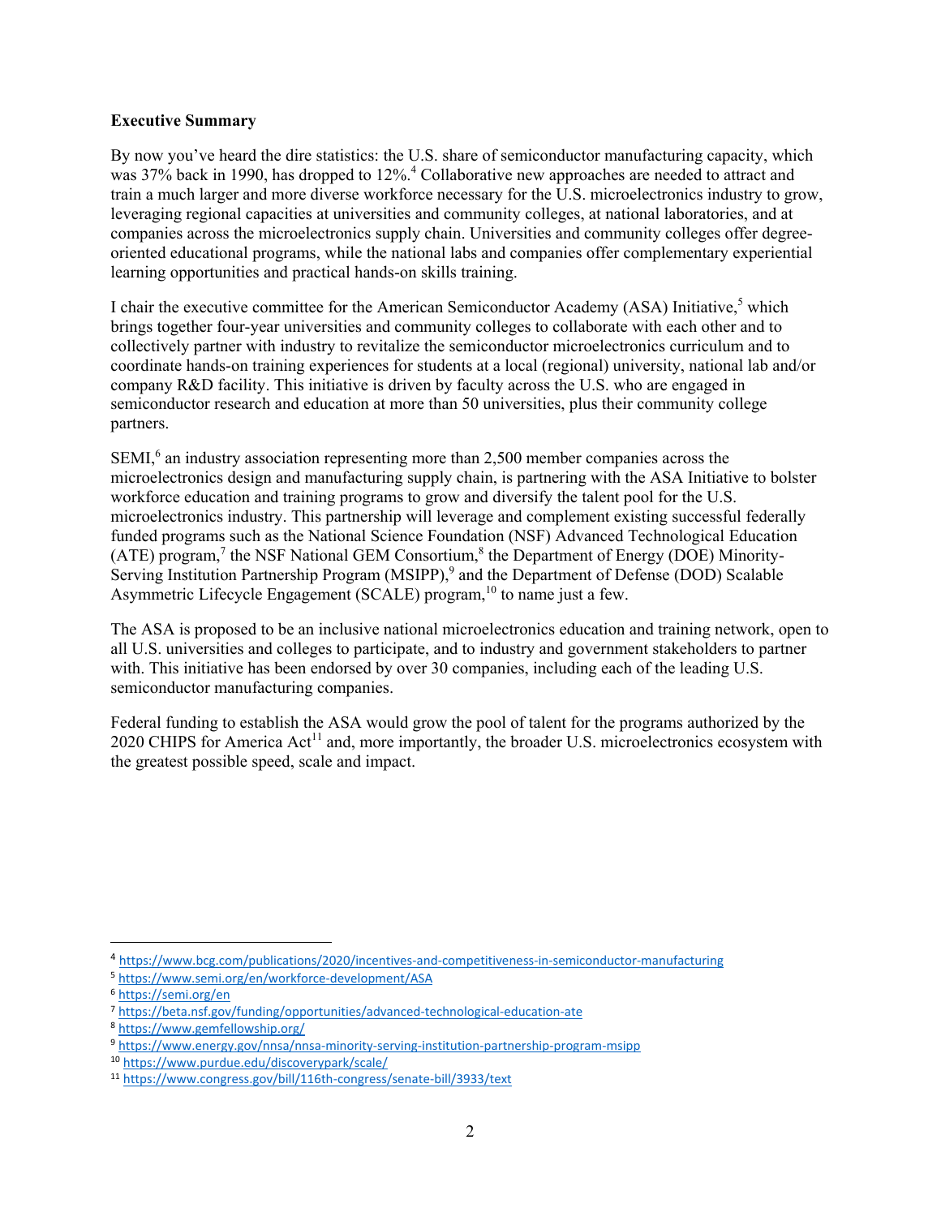**Executive Summary**

By now you've heard the dire statistics: the U.S. share of semiconductor manufacturing capacity, which was 37% back in 1990, has dropped to 12%.[4] Collaborative new approaches are needed to attract and train a much larger and more diverse workforce necessary for the U.S. microelectronics industry to grow, leveraging regional capacities at universities and community colleges, at national laboratories, and at companies across the microelectronics supply chain. Universities and community colleges offer degree-oriented educational programs, while the national labs and companies offer complementary experiential learning opportunities and practical hands-on skills training.

I chair the executive committee for the American Semiconductor Academy (ASA) Initiative,[5] which brings together four-year universities and community colleges to collaborate with each other and to collectively partner with industry to revitalize the semiconductor microelectronics curriculum and to coordinate hands-on training experiences for students at a local (regional) university, national lab and/or company R&D facility. This initiative is driven by faculty across the U.S. who are engaged in semiconductor research and education at more than 50 universities, plus their community college partners.

SEMI,[6] an industry association representing more than 2,500 member companies across the microelectronics design and manufacturing supply chain, is partnering with the ASA Initiative to bolster workforce education and training programs to grow and diversify the talent pool for the U.S. microelectronics industry. This partnership will leverage and complement existing successful federally funded programs such as the National Science Foundation (NSF) Advanced Technological Education (ATE) program,[7] the NSF National GEM Consortium,[8] the Department of Energy (DOE) Minority-Serving Institution Partnership Program (MSIPP),[9] and the Department of Defense (DOD) Scalable Asymmetric Lifecycle Engagement (SCALE) program,[10] to name just a few.

The ASA is proposed to be an inclusive national microelectronics education and training network, open to all U.S. universities and colleges to participate, and to industry and government stakeholders to partner with. This initiative has been endorsed by over 30 companies, including each of the leading U.S. semiconductor manufacturing companies.

Federal funding to establish the ASA would grow the pool of talent for the programs authorized by the 2020 CHIPS for America Act[11] and, more importantly, the broader U.S. microelectronics ecosystem with the greatest possible speed, scale and impact.

---

[4] https://www.bcg.com/publications/2020/incentives-and-competitiveness-in-semiconductor-manufacturing

[5] https://www.semi.org/en/workforce-development/ASA

[6] https://semi.org/en

[7] https://beta.nsf.gov/funding/opportunities/advanced-technological-education-ate

[8] https://www.gemfellowship.org/

[9] https://www.energy.gov/nnsa/nnsa-minority-serving-institution-partnership-program-msipp

[10] https://www.purdue.edu/discoverypark/scale/

[11] https://www.congress.gov/bill/116th-congress/senate-bill/3933/text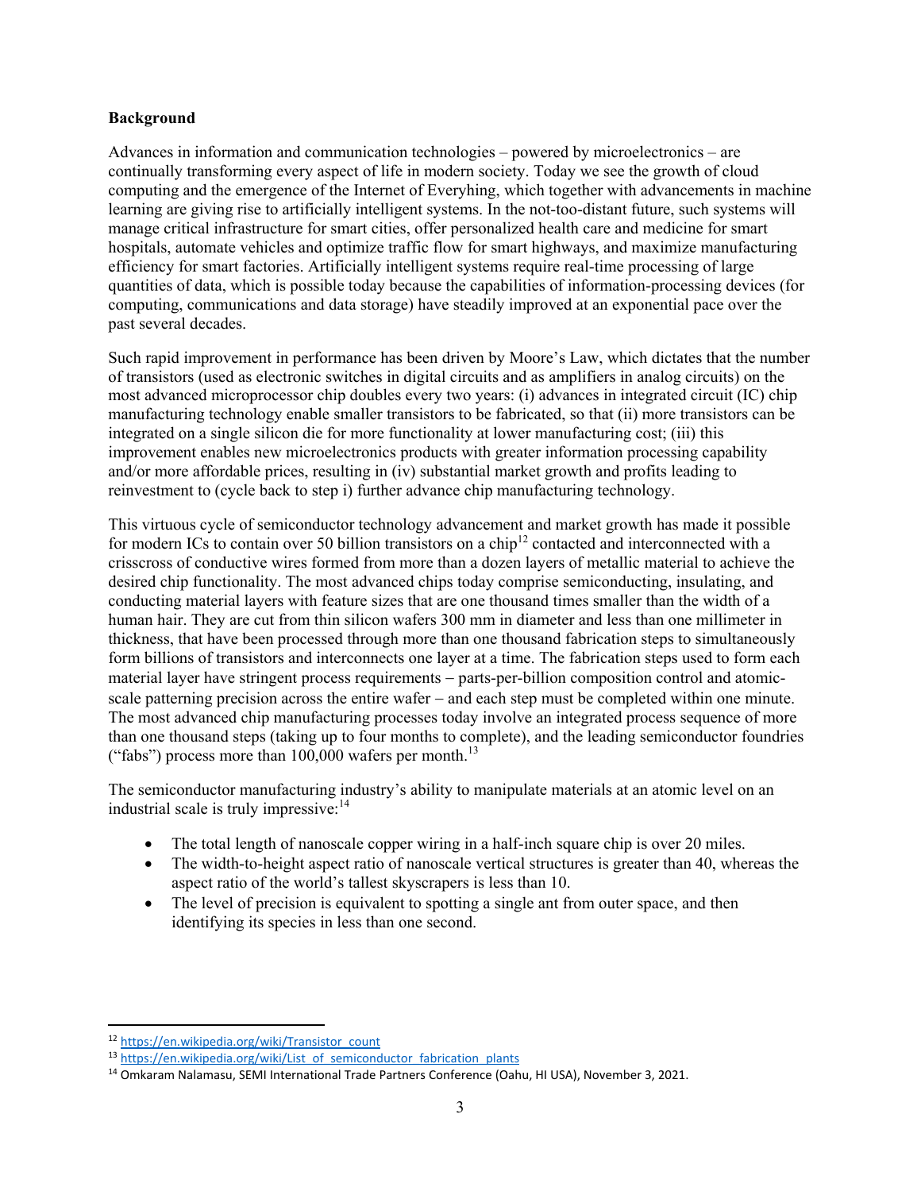**Background**

Advances in information and communication technologies – powered by microelectronics – are continually transforming every aspect of life in modern society. Today we see the growth of cloud computing and the emergence of the Internet of Everyhing, which together with advancements in machine learning are giving rise to artificially intelligent systems. In the not-too-distant future, such systems will manage critical infrastructure for smart cities, offer personalized health care and medicine for smart hospitals, automate vehicles and optimize traffic flow for smart highways, and maximize manufacturing efficiency for smart factories. Artificially intelligent systems require real-time processing of large quantities of data, which is possible today because the capabilities of information-processing devices (for computing, communications and data storage) have steadily improved at an exponential pace over the past several decades.

Such rapid improvement in performance has been driven by Moore's Law, which dictates that the number of transistors (used as electronic switches in digital circuits and as amplifiers in analog circuits) on the most advanced microprocessor chip doubles every two years: (i) advances in integrated circuit (IC) chip manufacturing technology enable smaller transistors to be fabricated, so that (ii) more transistors can be integrated on a single silicon die for more functionality at lower manufacturing cost; (iii) this improvement enables new microelectronics products with greater information processing capability and/or more affordable prices, resulting in (iv) substantial market growth and profits leading to reinvestment to (cycle back to step i) further advance chip manufacturing technology.

This virtuous cycle of semiconductor technology advancement and market growth has made it possible for modern ICs to contain over 50 billion transistors on a chip[12] contacted and interconnected with a crisscross of conductive wires formed from more than a dozen layers of metallic material to achieve the desired chip functionality. The most advanced chips today comprise semiconducting, insulating, and conducting material layers with feature sizes that are one thousand times smaller than the width of a human hair. They are cut from thin silicon wafers 300 mm in diameter and less than one millimeter in thickness, that have been processed through more than one thousand fabrication steps to simultaneously form billions of transistors and interconnects one layer at a time. The fabrication steps used to form each material layer have stringent process requirements – parts-per-billion composition control and atomic-scale patterning precision across the entire wafer – and each step must be completed within one minute. The most advanced chip manufacturing processes today involve an integrated process sequence of more than one thousand steps (taking up to four months to complete), and the leading semiconductor foundries ("fabs") process more than 100,000 wafers per month.[13]

The semiconductor manufacturing industry's ability to manipulate materials at an atomic level on an industrial scale is truly impressive:[14]

- The total length of nanoscale copper wiring in a half-inch square chip is over 20 miles.
- The width-to-height aspect ratio of nanoscale vertical structures is greater than 40, whereas the aspect ratio of the world's tallest skyscrapers is less than 10.
- The level of precision is equivalent to spotting a single ant from outer space, and then identifying its species in less than one second.

---

[12] https://en.wikipedia.org/wiki/Transistor_count

[13] https://en.wikipedia.org/wiki/List_of_semiconductor_fabrication_plants

[14] Omkaram Nalamasu, SEMI International Trade Partners Conference (Oahu, HI USA), November 3, 2021.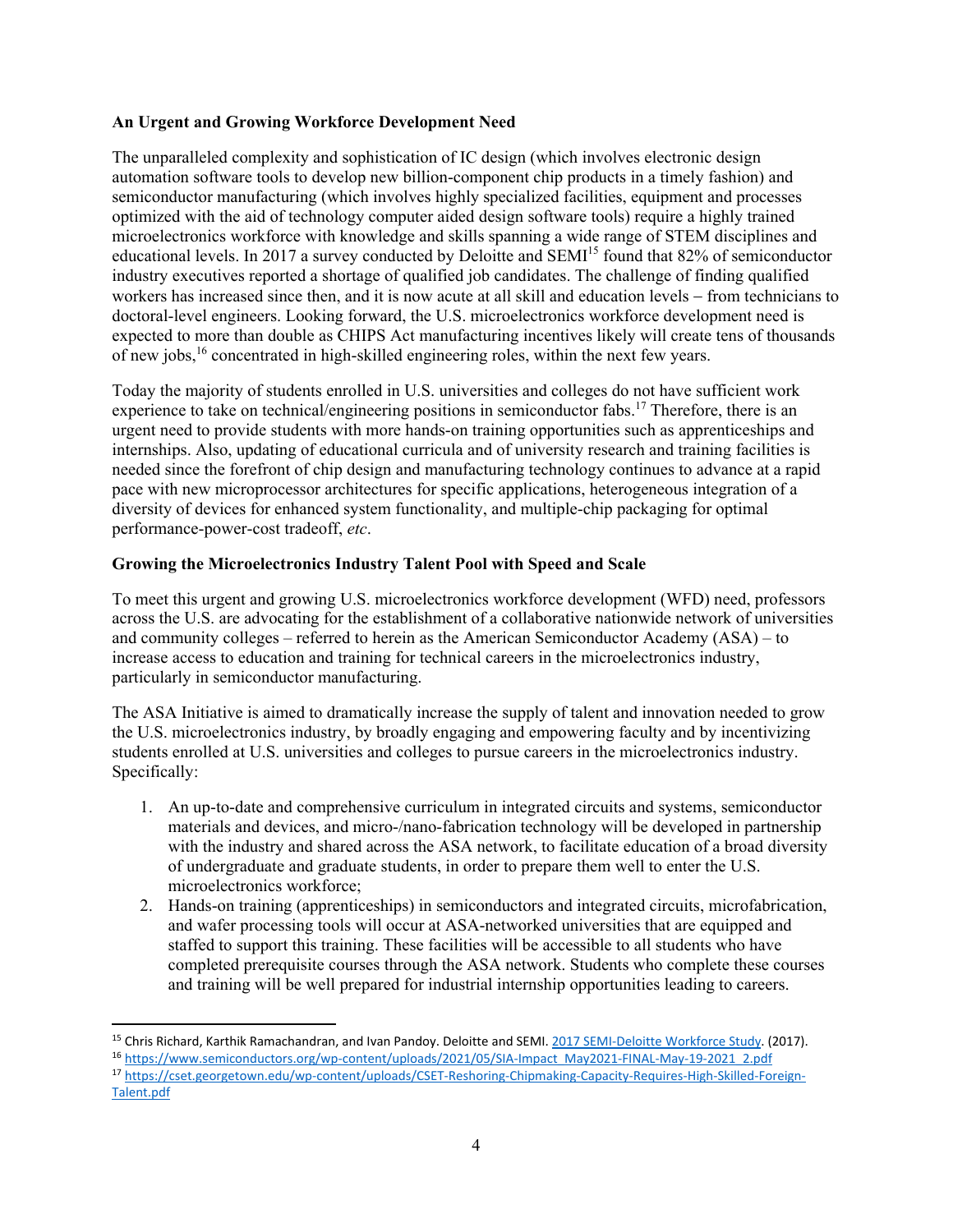**An Urgent and Growing Workforce Development Need**

The unparalleled complexity and sophistication of IC design (which involves electronic design automation software tools to develop new billion-component chip products in a timely fashion) and semiconductor manufacturing (which involves highly specialized facilities, equipment and processes optimized with the aid of technology computer aided design software tools) require a highly trained microelectronics workforce with knowledge and skills spanning a wide range of STEM disciplines and educational levels. In 2017 a survey conducted by Deloitte and SEMI[15] found that 82% of semiconductor industry executives reported a shortage of qualified job candidates. The challenge of finding qualified workers has increased since then, and it is now acute at all skill and education levels – from technicians to doctoral-level engineers. Looking forward, the U.S. microelectronics workforce development need is expected to more than double as CHIPS Act manufacturing incentives likely will create tens of thousands of new jobs,[16] concentrated in high-skilled engineering roles, within the next few years.

Today the majority of students enrolled in U.S. universities and colleges do not have sufficient work experience to take on technical/engineering positions in semiconductor fabs.[17] Therefore, there is an urgent need to provide students with more hands-on training opportunities such as apprenticeships and internships. Also, updating of educational curricula and of university research and training facilities is needed since the forefront of chip design and manufacturing technology continues to advance at a rapid pace with new microprocessor architectures for specific applications, heterogeneous integration of a diversity of devices for enhanced system functionality, and multiple-chip packaging for optimal performance-power-cost tradeoff, *etc*.

**Growing the Microelectronics Industry Talent Pool with Speed and Scale**

To meet this urgent and growing U.S. microelectronics workforce development (WFD) need, professors across the U.S. are advocating for the establishment of a collaborative nationwide network of universities and community colleges – referred to herein as the American Semiconductor Academy (ASA) – to increase access to education and training for technical careers in the microelectronics industry, particularly in semiconductor manufacturing.

The ASA Initiative is aimed to dramatically increase the supply of talent and innovation needed to grow the U.S. microelectronics industry, by broadly engaging and empowering faculty and by incentivizing students enrolled at U.S. universities and colleges to pursue careers in the microelectronics industry. Specifically:

1. An up-to-date and comprehensive curriculum in integrated circuits and systems, semiconductor materials and devices, and micro-/nano-fabrication technology will be developed in partnership with the industry and shared across the ASA network, to facilitate education of a broad diversity of undergraduate and graduate students, in order to prepare them well to enter the U.S. microelectronics workforce;
2. Hands-on training (apprenticeships) in semiconductors and integrated circuits, microfabrication, and wafer processing tools will occur at ASA-networked universities that are equipped and staffed to support this training. These facilities will be accessible to all students who have completed prerequisite courses through the ASA network. Students who complete these courses and training will be well prepared for industrial internship opportunities leading to careers.

---

[15] Chris Richard, Karthik Ramachandran, and Ivan Pandoy. Deloitte and SEMI. 2017 SEMI-Deloitte Workforce Study. (2017).

[16] https://www.semiconductors.org/wp-content/uploads/2021/05/SIA-Impact_May2021-FINAL-May-19-2021_2.pdf

[17] https://cset.georgetown.edu/wp-content/uploads/CSET-Reshoring-Chipmaking-Capacity-Requires-High-Skilled-Foreign-Talent.pdf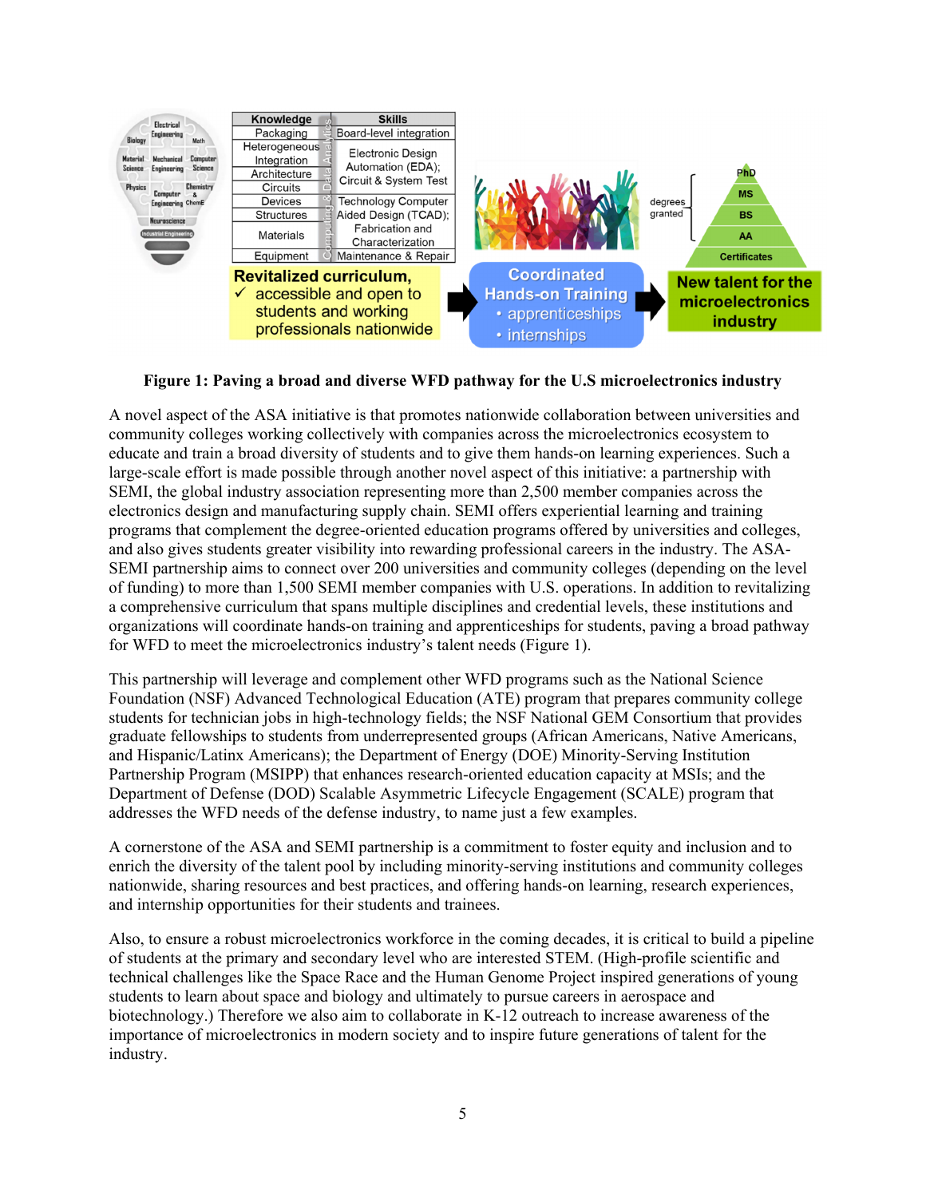**Figure 1: Paving a broad and diverse WFD pathway for the U.S microelectronics industry**

A novel aspect of the ASA initiative is that promotes nationwide collaboration between universities and community colleges working collectively with companies across the microelectronics ecosystem to educate and train a broad diversity of students and to give them hands-on learning experiences. Such a large-scale effort is made possible through another novel aspect of this initiative: a partnership with SEMI, the global industry association representing more than 2,500 member companies across the electronics design and manufacturing supply chain. SEMI offers experiential learning and training programs that complement the degree-oriented education programs offered by universities and colleges, and also gives students greater visibility into rewarding professional careers in the industry. The ASA-SEMI partnership aims to connect over 200 universities and community colleges (depending on the level of funding) to more than 1,500 SEMI member companies with U.S. operations. In addition to revitalizing a comprehensive curriculum that spans multiple disciplines and credential levels, these institutions and organizations will coordinate hands-on training and apprenticeships for students, paving a broad pathway for WFD to meet the microelectronics industry's talent needs (Figure 1).

This partnership will leverage and complement other WFD programs such as the National Science Foundation (NSF) Advanced Technological Education (ATE) program that prepares community college students for technician jobs in high-technology fields; the NSF National GEM Consortium that provides graduate fellowships to students from underrepresented groups (African Americans, Native Americans, and Hispanic/Latinx Americans); the Department of Energy (DOE) Minority-Serving Institution Partnership Program (MSIPP) that enhances research-oriented education capacity at MSIs; and the Department of Defense (DOD) Scalable Asymmetric Lifecycle Engagement (SCALE) program that addresses the WFD needs of the defense industry, to name just a few examples.

A cornerstone of the ASA and SEMI partnership is a commitment to foster equity and inclusion and to enrich the diversity of the talent pool by including minority-serving institutions and community colleges nationwide, sharing resources and best practices, and offering hands-on learning, research experiences, and internship opportunities for their students and trainees.

Also, to ensure a robust microelectronics workforce in the coming decades, it is critical to build a pipeline of students at the primary and secondary level who are interested STEM. (High-profile scientific and technical challenges like the Space Race and the Human Genome Project inspired generations of young students to learn about space and biology and ultimately to pursue careers in aerospace and biotechnology.) Therefore we also aim to collaborate in K-12 outreach to increase awareness of the importance of microelectronics in modern society and to inspire future generations of talent for the industry.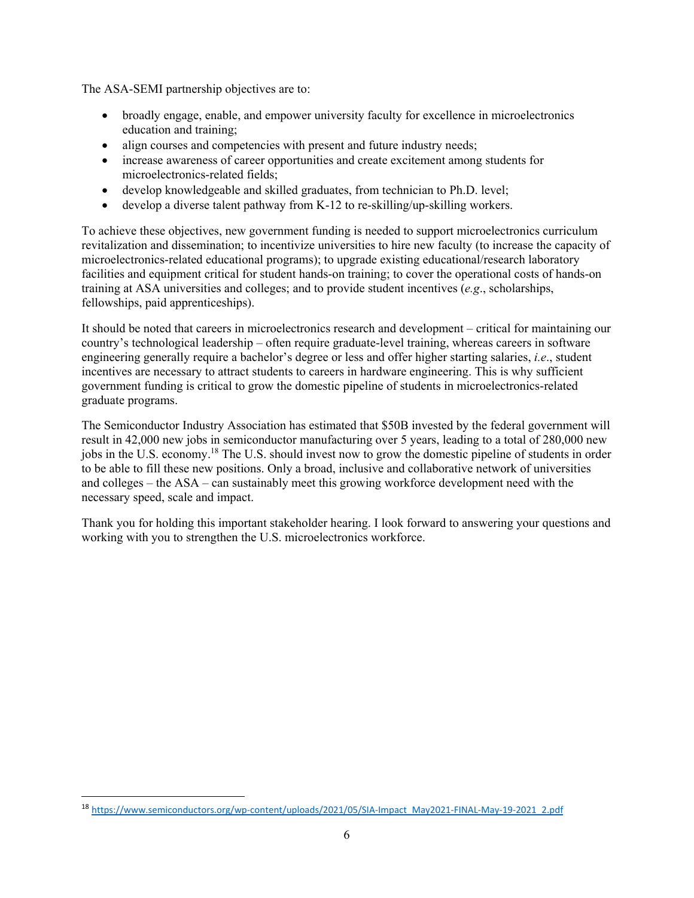The ASA-SEMI partnership objectives are to:

- broadly engage, enable, and empower university faculty for excellence in microelectronics education and training;
- align courses and competencies with present and future industry needs;
- increase awareness of career opportunities and create excitement among students for microelectronics-related fields;
- develop knowledgeable and skilled graduates, from technician to Ph.D. level;
- develop a diverse talent pathway from K-12 to re-skilling/up-skilling workers.

To achieve these objectives, new government funding is needed to support microelectronics curriculum revitalization and dissemination; to incentivize universities to hire new faculty (to increase the capacity of microelectronics-related educational programs); to upgrade existing educational/research laboratory facilities and equipment critical for student hands-on training; to cover the operational costs of hands-on training at ASA universities and colleges; and to provide student incentives (*e.g.*, scholarships, fellowships, paid apprenticeships).

It should be noted that careers in microelectronics research and development – critical for maintaining our country's technological leadership – often require graduate-level training, whereas careers in software engineering generally require a bachelor's degree or less and offer higher starting salaries, *i.e.*, student incentives are necessary to attract students to careers in hardware engineering. This is why sufficient government funding is critical to grow the domestic pipeline of students in microelectronics-related graduate programs.

The Semiconductor Industry Association has estimated that $50B invested by the federal government will result in 42,000 new jobs in semiconductor manufacturing over 5 years, leading to a total of 280,000 new jobs in the U.S. economy.[18] The U.S. should invest now to grow the domestic pipeline of students in order to be able to fill these new positions. Only a broad, inclusive and collaborative network of universities and colleges – the ASA – can sustainably meet this growing workforce development need with the necessary speed, scale and impact.

Thank you for holding this important stakeholder hearing. I look forward to answering your questions and working with you to strengthen the U.S. microelectronics workforce.

---

[18] https://www.semiconductors.org/wp-content/uploads/2021/05/SIA-Impact_May2021-FINAL-May-19-2021_2.pdf